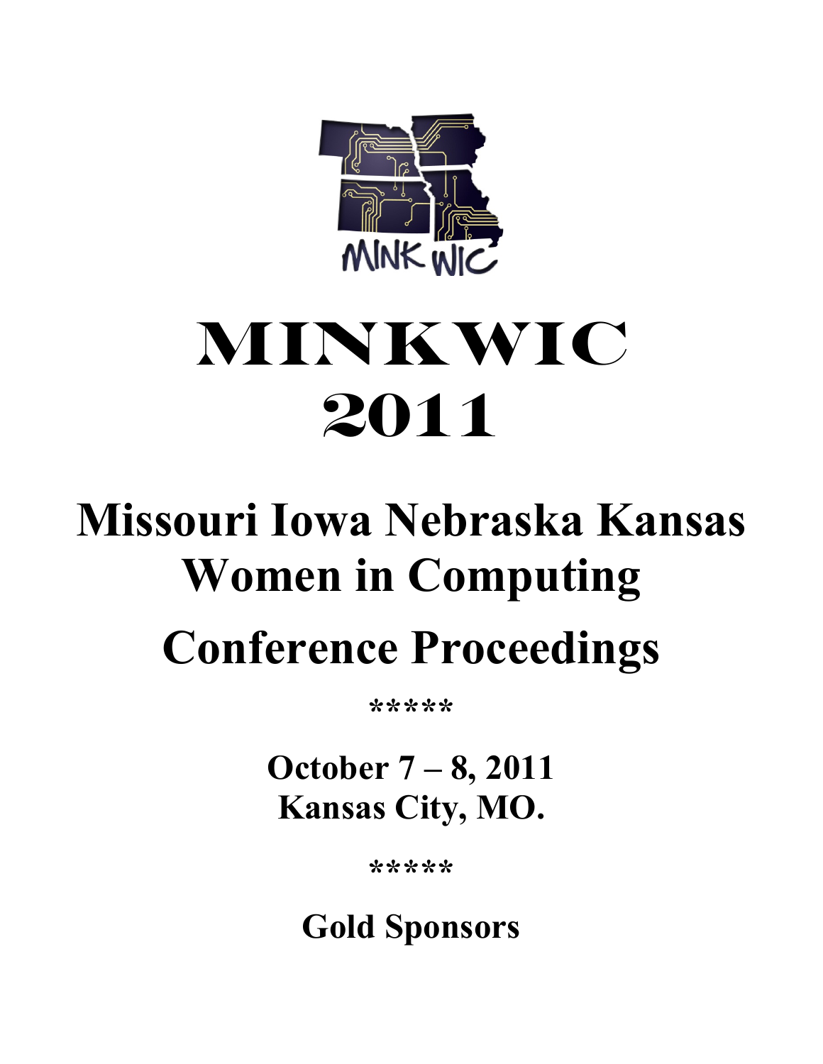# MINKWIC 2011

# Missouri Iowa Nebraska Kansas Women in Computing

# Conference Proceedings

\*\*\*\*\*

**October 7 – 8, 2011**
**Kansas City, MO.**

\*\*\*\*\*

## Gold Sponsors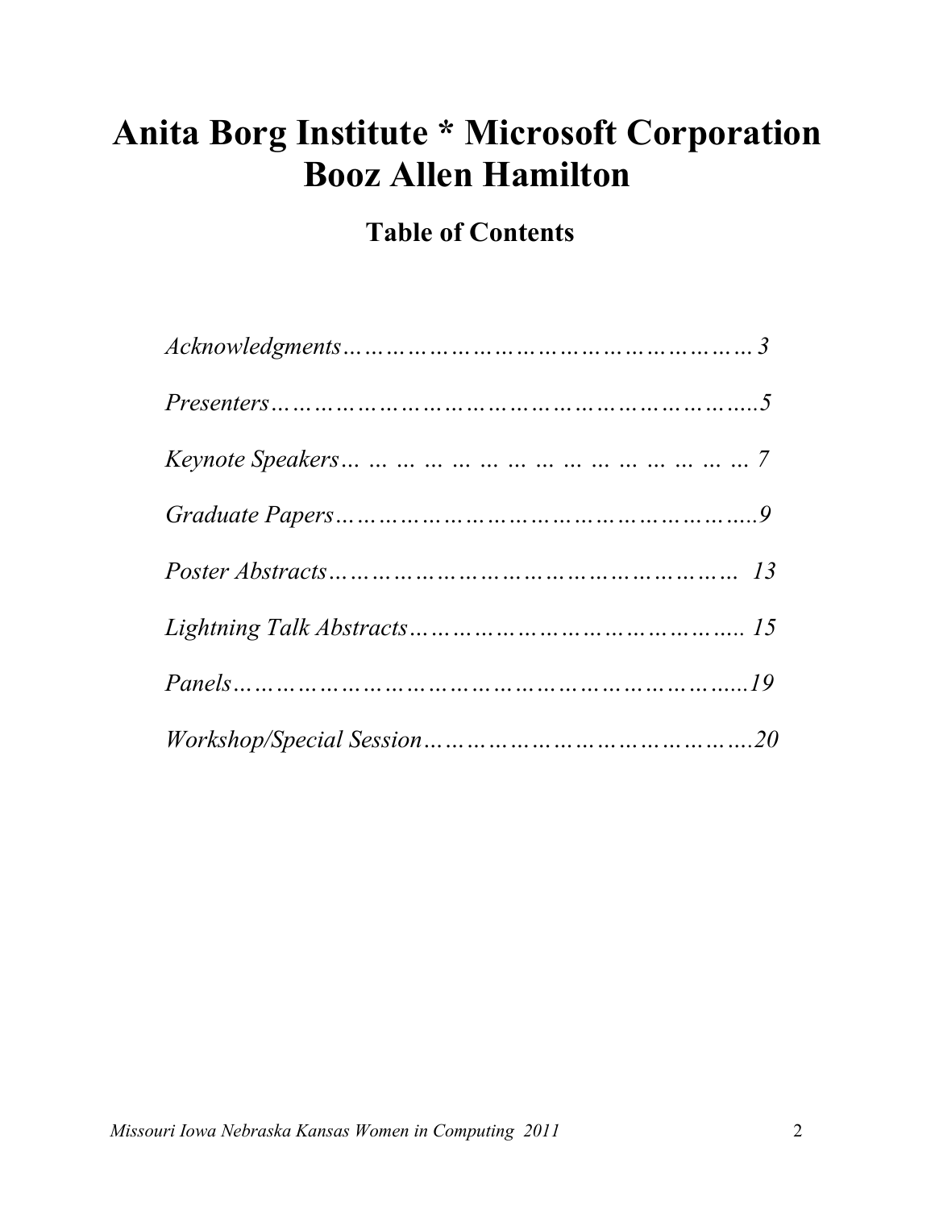# Anita Borg Institute * Microsoft Corporation
# Booz Allen Hamilton

## Table of Contents

*Acknowledgments………………………………………………… 3*

*Presenters…………………………………………………………..5*

*Keynote Speakers… … … … … … … … … … … … … … … 7*

*Graduate Papers…………………………………………………..9*

*Poster Abstracts……………………………………………… 13*

*Lightning Talk Abstracts……………………………………… 15*

*Panels……………………………………………………………...19*

*Workshop/Special Session……………………………………….20*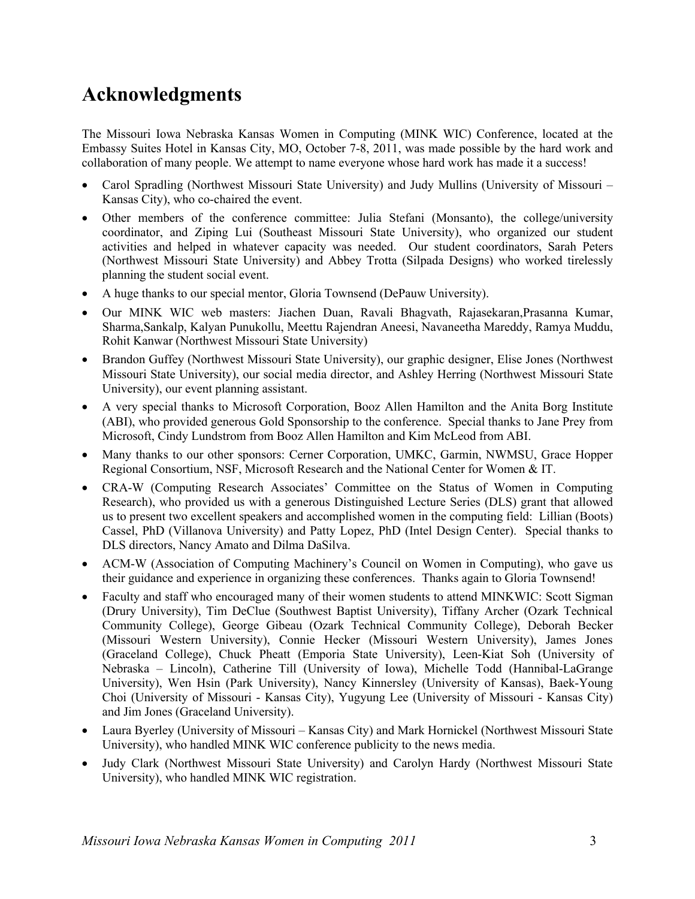# Acknowledgments

The Missouri Iowa Nebraska Kansas Women in Computing (MINK WIC) Conference, located at the Embassy Suites Hotel in Kansas City, MO, October 7-8, 2011, was made possible by the hard work and collaboration of many people. We attempt to name everyone whose hard work has made it a success!

- Carol Spradling (Northwest Missouri State University) and Judy Mullins (University of Missouri – Kansas City), who co-chaired the event.
- Other members of the conference committee: Julia Stefani (Monsanto), the college/university coordinator, and Ziping Lui (Southeast Missouri State University), who organized our student activities and helped in whatever capacity was needed. Our student coordinators, Sarah Peters (Northwest Missouri State University) and Abbey Trotta (Silpada Designs) who worked tirelessly planning the student social event.
- A huge thanks to our special mentor, Gloria Townsend (DePauw University).
- Our MINK WIC web masters: Jiachen Duan, Ravali Bhagvath, Rajasekaran,Prasanna Kumar, Sharma,Sankalp, Kalyan Punukollu, Meettu Rajendran Aneesi, Navaneetha Mareddy, Ramya Muddu, Rohit Kanwar (Northwest Missouri State University)
- Brandon Guffey (Northwest Missouri State University), our graphic designer, Elise Jones (Northwest Missouri State University), our social media director, and Ashley Herring (Northwest Missouri State University), our event planning assistant.
- A very special thanks to Microsoft Corporation, Booz Allen Hamilton and the Anita Borg Institute (ABI), who provided generous Gold Sponsorship to the conference. Special thanks to Jane Prey from Microsoft, Cindy Lundstrom from Booz Allen Hamilton and Kim McLeod from ABI.
- Many thanks to our other sponsors: Cerner Corporation, UMKC, Garmin, NWMSU, Grace Hopper Regional Consortium, NSF, Microsoft Research and the National Center for Women & IT.
- CRA-W (Computing Research Associates' Committee on the Status of Women in Computing Research), who provided us with a generous Distinguished Lecture Series (DLS) grant that allowed us to present two excellent speakers and accomplished women in the computing field: Lillian (Boots) Cassel, PhD (Villanova University) and Patty Lopez, PhD (Intel Design Center). Special thanks to DLS directors, Nancy Amato and Dilma DaSilva.
- ACM-W (Association of Computing Machinery's Council on Women in Computing), who gave us their guidance and experience in organizing these conferences. Thanks again to Gloria Townsend!
- Faculty and staff who encouraged many of their women students to attend MINKWIC: Scott Sigman (Drury University), Tim DeClue (Southwest Baptist University), Tiffany Archer (Ozark Technical Community College), George Gibeau (Ozark Technical Community College), Deborah Becker (Missouri Western University), Connie Hecker (Missouri Western University), James Jones (Graceland College), Chuck Pheatt (Emporia State University), Leen-Kiat Soh (University of Nebraska – Lincoln), Catherine Till (University of Iowa), Michelle Todd (Hannibal-LaGrange University), Wen Hsin (Park University), Nancy Kinnersley (University of Kansas), Baek-Young Choi (University of Missouri - Kansas City), Yugyung Lee (University of Missouri - Kansas City) and Jim Jones (Graceland University).
- Laura Byerley (University of Missouri – Kansas City) and Mark Hornickel (Northwest Missouri State University), who handled MINK WIC conference publicity to the news media.
- Judy Clark (Northwest Missouri State University) and Carolyn Hardy (Northwest Missouri State University), who handled MINK WIC registration.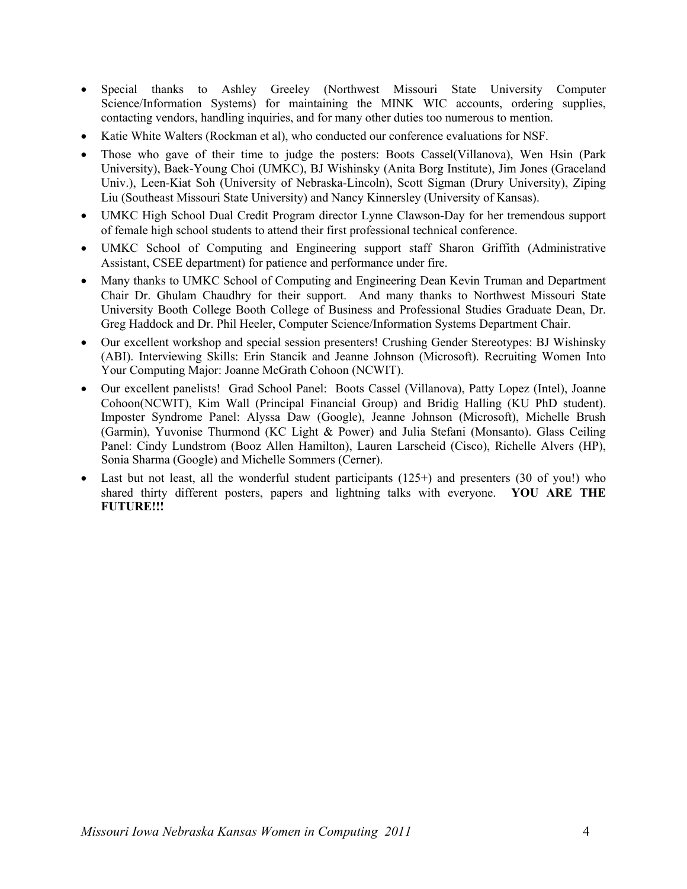- Special thanks to Ashley Greeley (Northwest Missouri State University Computer Science/Information Systems) for maintaining the MINK WIC accounts, ordering supplies, contacting vendors, handling inquiries, and for many other duties too numerous to mention.
- Katie White Walters (Rockman et al), who conducted our conference evaluations for NSF.
- Those who gave of their time to judge the posters: Boots Cassel(Villanova), Wen Hsin (Park University), Baek-Young Choi (UMKC), BJ Wishinsky (Anita Borg Institute), Jim Jones (Graceland Univ.), Leen-Kiat Soh (University of Nebraska-Lincoln), Scott Sigman (Drury University), Ziping Liu (Southeast Missouri State University) and Nancy Kinnersley (University of Kansas).
- UMKC High School Dual Credit Program director Lynne Clawson-Day for her tremendous support of female high school students to attend their first professional technical conference.
- UMKC School of Computing and Engineering support staff Sharon Griffith (Administrative Assistant, CSEE department) for patience and performance under fire.
- Many thanks to UMKC School of Computing and Engineering Dean Kevin Truman and Department Chair Dr. Ghulam Chaudhry for their support. And many thanks to Northwest Missouri State University Booth College Booth College of Business and Professional Studies Graduate Dean, Dr. Greg Haddock and Dr. Phil Heeler, Computer Science/Information Systems Department Chair.
- Our excellent workshop and special session presenters! Crushing Gender Stereotypes: BJ Wishinsky (ABI). Interviewing Skills: Erin Stancik and Jeanne Johnson (Microsoft). Recruiting Women Into Your Computing Major: Joanne McGrath Cohoon (NCWIT).
- Our excellent panelists! Grad School Panel: Boots Cassel (Villanova), Patty Lopez (Intel), Joanne Cohoon(NCWIT), Kim Wall (Principal Financial Group) and Bridig Halling (KU PhD student). Imposter Syndrome Panel: Alyssa Daw (Google), Jeanne Johnson (Microsoft), Michelle Brush (Garmin), Yuvonise Thurmond (KC Light & Power) and Julia Stefani (Monsanto). Glass Ceiling Panel: Cindy Lundstrom (Booz Allen Hamilton), Lauren Larscheid (Cisco), Richelle Alvers (HP), Sonia Sharma (Google) and Michelle Sommers (Cerner).
- Last but not least, all the wonderful student participants (125+) and presenters (30 of you!) who shared thirty different posters, papers and lightning talks with everyone. **YOU ARE THE FUTURE!!!**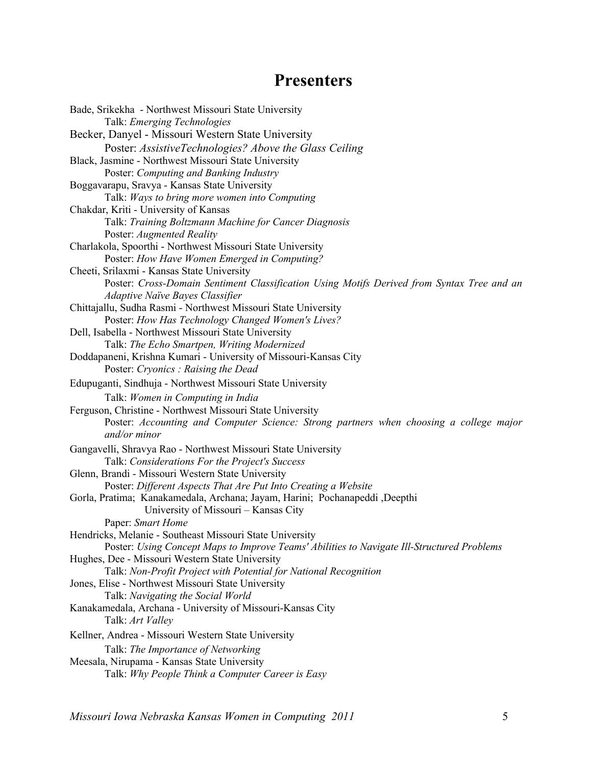# Presenters

Bade, Srikekha - Northwest Missouri State University
  Talk: *Emerging Technologies*

Becker, Danyel - Missouri Western State University
  Poster: *AssistiveTechnologies? Above the Glass Ceiling*

Black, Jasmine - Northwest Missouri State University
  Poster: *Computing and Banking Industry*

Boggavarapu, Sravya - Kansas State University
  Talk: *Ways to bring more women into Computing*

Chakdar, Kriti - University of Kansas
  Talk: *Training Boltzmann Machine for Cancer Diagnosis*
  Poster: *Augmented Reality*

Charlakola, Spoorthi - Northwest Missouri State University
  Poster: *How Have Women Emerged in Computing?*

Cheeti, Srilaxmi - Kansas State University
  Poster: *Cross-Domain Sentiment Classification Using Motifs Derived from Syntax Tree and an Adaptive Naïve Bayes Classifier*

Chittajallu, Sudha Rasmi - Northwest Missouri State University
  Poster: *How Has Technology Changed Women's Lives?*

Dell, Isabella - Northwest Missouri State University
  Talk: *The Echo Smartpen, Writing Modernized*

Doddapaneni, Krishna Kumari - University of Missouri-Kansas City
  Poster: *Cryonics : Raising the Dead*

Edupuganti, Sindhuja - Northwest Missouri State University
  Talk: *Women in Computing in India*

Ferguson, Christine - Northwest Missouri State University
  Poster: *Accounting and Computer Science: Strong partners when choosing a college major and/or minor*

Gangavelli, Shravya Rao - Northwest Missouri State University
  Talk: *Considerations For the Project's Success*

Glenn, Brandi - Missouri Western State University
  Poster: *Different Aspects That Are Put Into Creating a Website*

Gorla, Pratima; Kanakamedala, Archana; Jayam, Harini; Pochanapeddi ,Deepthi
  University of Missouri – Kansas City
  Paper: *Smart Home*

Hendricks, Melanie - Southeast Missouri State University
  Poster: *Using Concept Maps to Improve Teams' Abilities to Navigate Ill-Structured Problems*

Hughes, Dee - Missouri Western State University
  Talk: *Non-Profit Project with Potential for National Recognition*

Jones, Elise - Northwest Missouri State University
  Talk: *Navigating the Social World*

Kanakamedala, Archana - University of Missouri-Kansas City
  Talk: *Art Valley*

Kellner, Andrea - Missouri Western State University
  Talk: *The Importance of Networking*

Meesala, Nirupama - Kansas State University
  Talk: *Why People Think a Computer Career is Easy*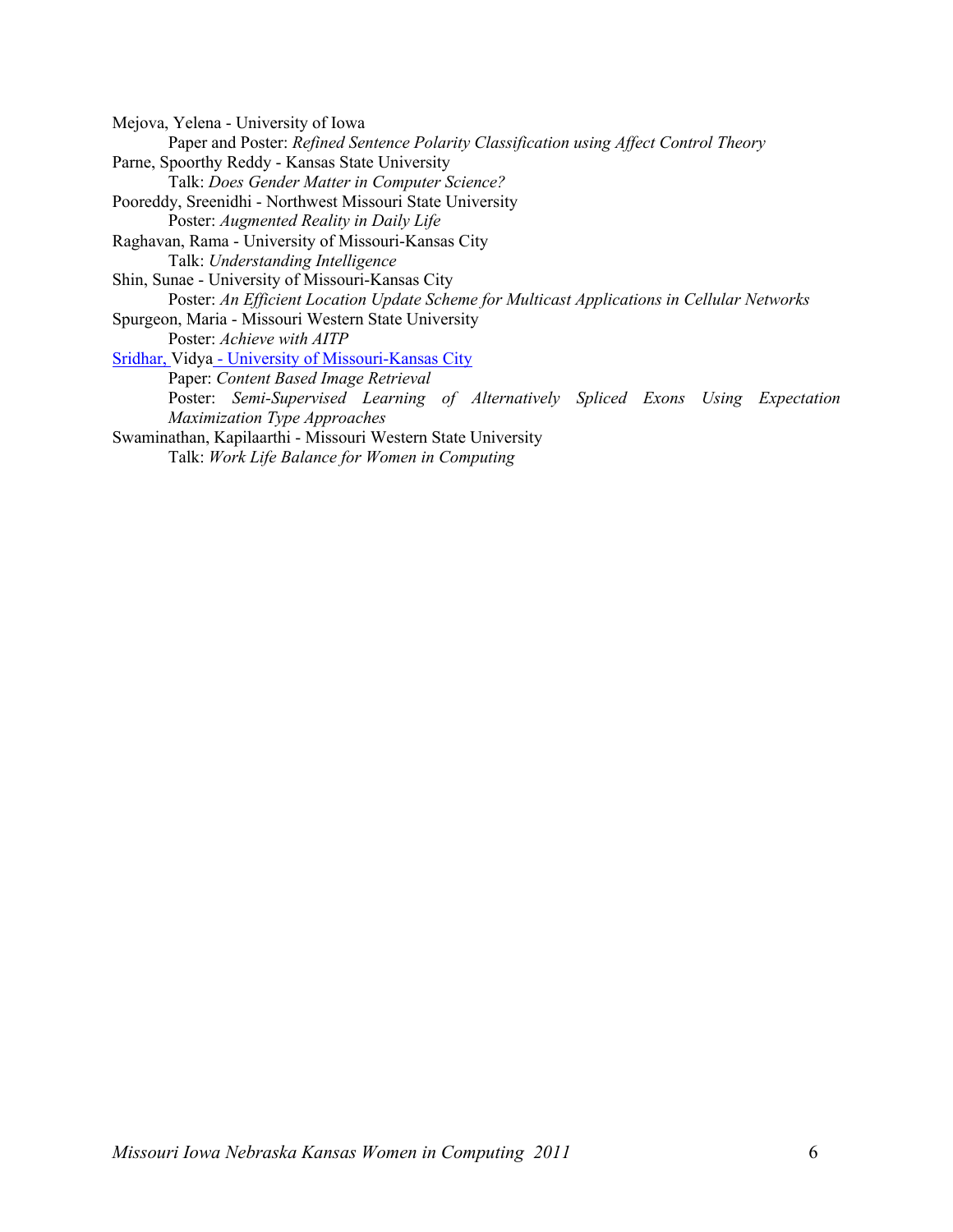Mejova, Yelena - University of Iowa

  Paper and Poster: *Refined Sentence Polarity Classification using Affect Control Theory*

Parne, Spoorthy Reddy - Kansas State University

  Talk: *Does Gender Matter in Computer Science?*

Pooreddy, Sreenidhi - Northwest Missouri State University

  Poster: *Augmented Reality in Daily Life*

Raghavan, Rama - University of Missouri-Kansas City

  Talk: *Understanding Intelligence*

Shin, Sunae - University of Missouri-Kansas City

  Poster: *An Efficient Location Update Scheme for Multicast Applications in Cellular Networks*

Spurgeon, Maria - Missouri Western State University

  Poster: *Achieve with AITP*

Sridhar, Vidya - University of Missouri-Kansas City

  Paper: *Content Based Image Retrieval*

  Poster: *Semi-Supervised Learning of Alternatively Spliced Exons Using Expectation Maximization Type Approaches*

Swaminathan, Kapilaarthi - Missouri Western State University

  Talk: *Work Life Balance for Women in Computing*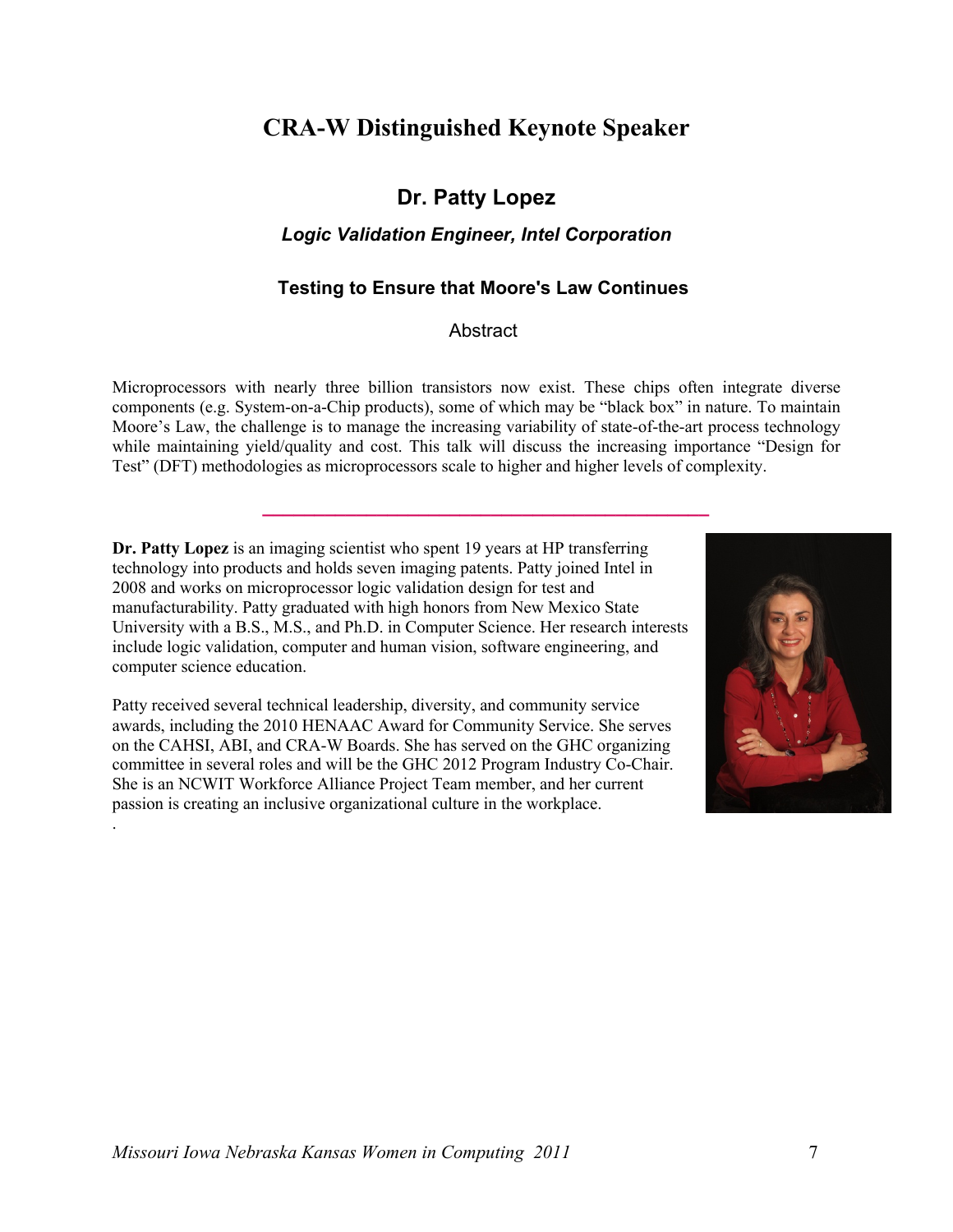# CRA-W Distinguished Keynote Speaker

## Dr. Patty Lopez

### *Logic Validation Engineer, Intel Corporation*

### Testing to Ensure that Moore's Law Continues

Abstract

Microprocessors with nearly three billion transistors now exist. These chips often integrate diverse components (e.g. System-on-a-Chip products), some of which may be "black box" in nature. To maintain Moore's Law, the challenge is to manage the increasing variability of state-of-the-art process technology while maintaining yield/quality and cost. This talk will discuss the increasing importance "Design for Test" (DFT) methodologies as microprocessors scale to higher and higher levels of complexity.

---

**Dr. Patty Lopez** is an imaging scientist who spent 19 years at HP transferring technology into products and holds seven imaging patents. Patty joined Intel in 2008 and works on microprocessor logic validation design for test and manufacturability. Patty graduated with high honors from New Mexico State University with a B.S., M.S., and Ph.D. in Computer Science. Her research interests include logic validation, computer and human vision, software engineering, and computer science education.

Patty received several technical leadership, diversity, and community service awards, including the 2010 HENAAC Award for Community Service. She serves on the CAHSI, ABI, and CRA-W Boards. She has served on the GHC organizing committee in several roles and will be the GHC 2012 Program Industry Co-Chair. She is an NCWIT Workforce Alliance Project Team member, and her current passion is creating an inclusive organizational culture in the workplace.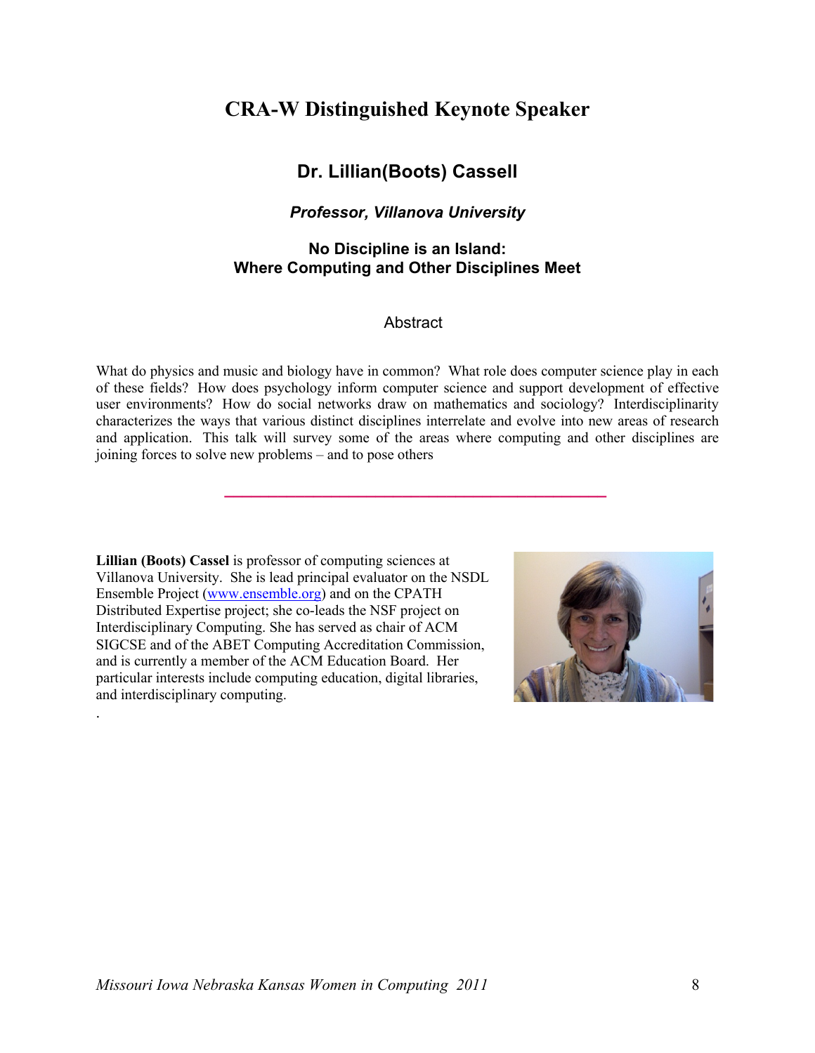# CRA-W Distinguished Keynote Speaker

## Dr. Lillian(Boots) Cassell

***Professor, Villanova University***

**No Discipline is an Island:**
**Where Computing and Other Disciplines Meet**

### Abstract

What do physics and music and biology have in common? What role does computer science play in each of these fields? How does psychology inform computer science and support development of effective user environments? How do social networks draw on mathematics and sociology? Interdisciplinarity characterizes the ways that various distinct disciplines interrelate and evolve into new areas of research and application. This talk will survey some of the areas where computing and other disciplines are joining forces to solve new problems – and to pose others

---

**Lillian (Boots) Cassel** is professor of computing sciences at Villanova University. She is lead principal evaluator on the NSDL Ensemble Project (www.ensemble.org) and on the CPATH Distributed Expertise project; she co-leads the NSF project on Interdisciplinary Computing. She has served as chair of ACM SIGCSE and of the ABET Computing Accreditation Commission, and is currently a member of the ACM Education Board. Her particular interests include computing education, digital libraries, and interdisciplinary computing.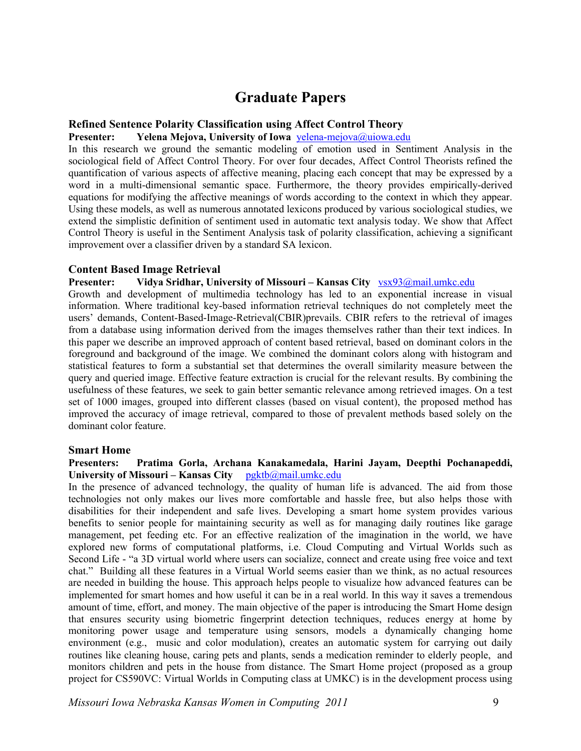# Graduate Papers

### Refined Sentence Polarity Classification using Affect Control Theory

**Presenter: Yelena Mejova, University of Iowa** yelena-mejova@uiowa.edu

In this research we ground the semantic modeling of emotion used in Sentiment Analysis in the sociological field of Affect Control Theory. For over four decades, Affect Control Theorists refined the quantification of various aspects of affective meaning, placing each concept that may be expressed by a word in a multi-dimensional semantic space. Furthermore, the theory provides empirically-derived equations for modifying the affective meanings of words according to the context in which they appear. Using these models, as well as numerous annotated lexicons produced by various sociological studies, we extend the simplistic definition of sentiment used in automatic text analysis today. We show that Affect Control Theory is useful in the Sentiment Analysis task of polarity classification, achieving a significant improvement over a classifier driven by a standard SA lexicon.

### Content Based Image Retrieval

**Presenter: Vidya Sridhar, University of Missouri – Kansas City** vsx93@mail.umkc.edu

Growth and development of multimedia technology has led to an exponential increase in visual information. Where traditional key-based information retrieval techniques do not completely meet the users' demands, Content-Based-Image-Retrieval(CBIR)prevails. CBIR refers to the retrieval of images from a database using information derived from the images themselves rather than their text indices. In this paper we describe an improved approach of content based retrieval, based on dominant colors in the foreground and background of the image. We combined the dominant colors along with histogram and statistical features to form a substantial set that determines the overall similarity measure between the query and queried image. Effective feature extraction is crucial for the relevant results. By combining the usefulness of these features, we seek to gain better semantic relevance among retrieved images. On a test set of 1000 images, grouped into different classes (based on visual content), the proposed method has improved the accuracy of image retrieval, compared to those of prevalent methods based solely on the dominant color feature.

### Smart Home

**Presenters: Pratima Gorla, Archana Kanakamedala, Harini Jayam, Deepthi Pochanapeddi, University of Missouri – Kansas City** pgktb@mail.umkc.edu

In the presence of advanced technology, the quality of human life is advanced. The aid from those technologies not only makes our lives more comfortable and hassle free, but also helps those with disabilities for their independent and safe lives. Developing a smart home system provides various benefits to senior people for maintaining security as well as for managing daily routines like garage management, pet feeding etc. For an effective realization of the imagination in the world, we have explored new forms of computational platforms, i.e. Cloud Computing and Virtual Worlds such as Second Life - "a 3D virtual world where users can socialize, connect and create using free voice and text chat." Building all these features in a Virtual World seems easier than we think, as no actual resources are needed in building the house. This approach helps people to visualize how advanced features can be implemented for smart homes and how useful it can be in a real world. In this way it saves a tremendous amount of time, effort, and money. The main objective of the paper is introducing the Smart Home design that ensures security using biometric fingerprint detection techniques, reduces energy at home by monitoring power usage and temperature using sensors, models a dynamically changing home environment (e.g., music and color modulation), creates an automatic system for carrying out daily routines like cleaning house, caring pets and plants, sends a medication reminder to elderly people, and monitors children and pets in the house from distance. The Smart Home project (proposed as a group project for CS590VC: Virtual Worlds in Computing class at UMKC) is in the development process using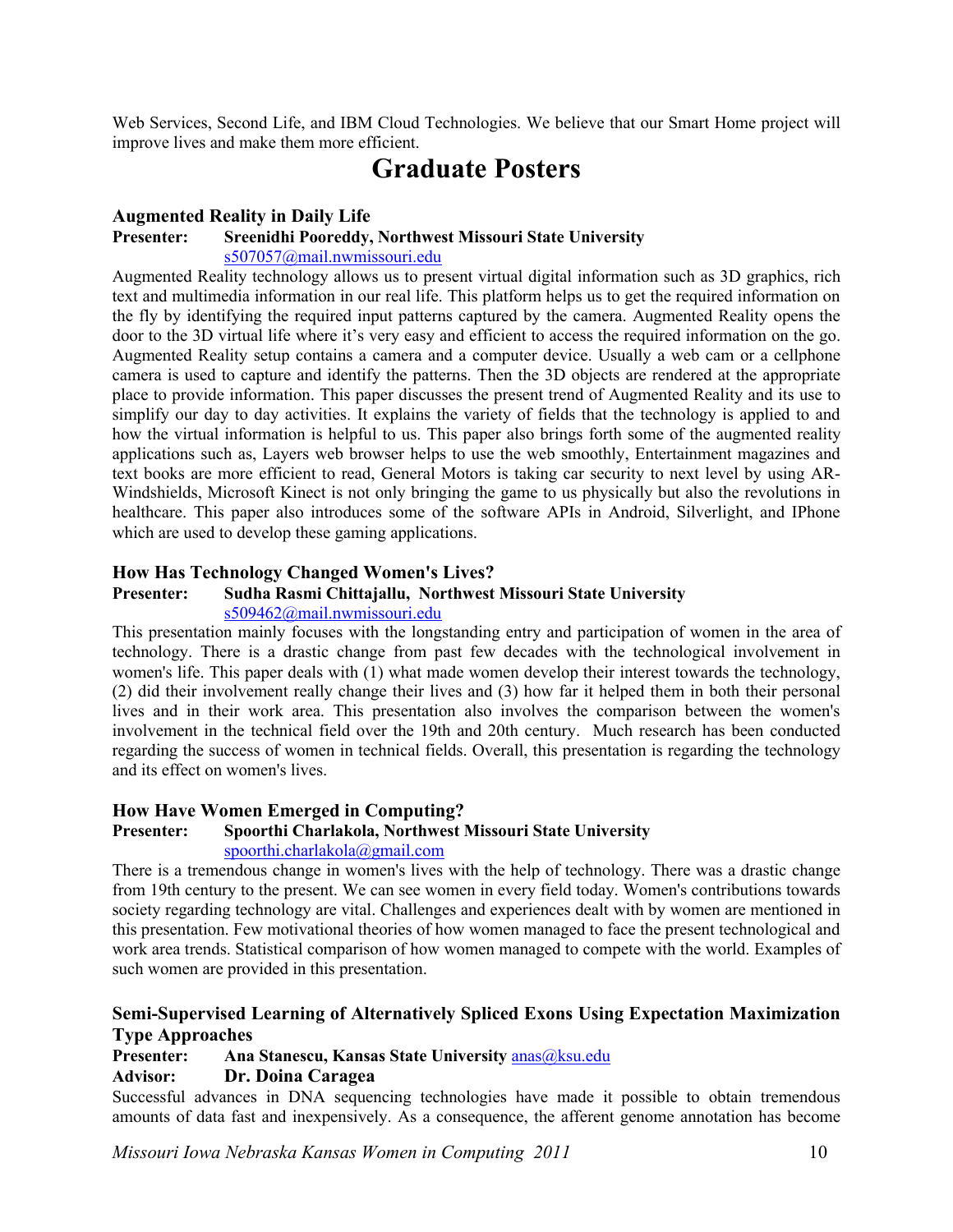Web Services, Second Life, and IBM Cloud Technologies. We believe that our Smart Home project will improve lives and make them more efficient.

# Graduate Posters

### Augmented Reality in Daily Life

**Presenter:** **Sreenidhi Pooreddy, Northwest Missouri State University**
s507057@mail.nwmissouri.edu

Augmented Reality technology allows us to present virtual digital information such as 3D graphics, rich text and multimedia information in our real life. This platform helps us to get the required information on the fly by identifying the required input patterns captured by the camera. Augmented Reality opens the door to the 3D virtual life where it's very easy and efficient to access the required information on the go. Augmented Reality setup contains a camera and a computer device. Usually a web cam or a cellphone camera is used to capture and identify the patterns. Then the 3D objects are rendered at the appropriate place to provide information. This paper discusses the present trend of Augmented Reality and its use to simplify our day to day activities. It explains the variety of fields that the technology is applied to and how the virtual information is helpful to us. This paper also brings forth some of the augmented reality applications such as, Layers web browser helps to use the web smoothly, Entertainment magazines and text books are more efficient to read, General Motors is taking car security to next level by using AR-Windshields, Microsoft Kinect is not only bringing the game to us physically but also the revolutions in healthcare. This paper also introduces some of the software APIs in Android, Silverlight, and IPhone which are used to develop these gaming applications.

### How Has Technology Changed Women's Lives?

**Presenter:** **Sudha Rasmi Chittajallu, Northwest Missouri State University**
s509462@mail.nwmissouri.edu

This presentation mainly focuses with the longstanding entry and participation of women in the area of technology. There is a drastic change from past few decades with the technological involvement in women's life. This paper deals with (1) what made women develop their interest towards the technology, (2) did their involvement really change their lives and (3) how far it helped them in both their personal lives and in their work area. This presentation also involves the comparison between the women's involvement in the technical field over the 19th and 20th century. Much research has been conducted regarding the success of women in technical fields. Overall, this presentation is regarding the technology and its effect on women's lives.

### How Have Women Emerged in Computing?

**Presenter:** **Spoorthi Charlakola, Northwest Missouri State University**
spoorthi.charlakola@gmail.com

There is a tremendous change in women's lives with the help of technology. There was a drastic change from 19th century to the present. We can see women in every field today. Women's contributions towards society regarding technology are vital. Challenges and experiences dealt with by women are mentioned in this presentation. Few motivational theories of how women managed to face the present technological and work area trends. Statistical comparison of how women managed to compete with the world. Examples of such women are provided in this presentation.

### Semi-Supervised Learning of Alternatively Spliced Exons Using Expectation Maximization Type Approaches

**Presenter:** **Ana Stanescu, Kansas State University** anas@ksu.edu
**Advisor:** **Dr. Doina Caragea**

Successful advances in DNA sequencing technologies have made it possible to obtain tremendous amounts of data fast and inexpensively. As a consequence, the afferent genome annotation has become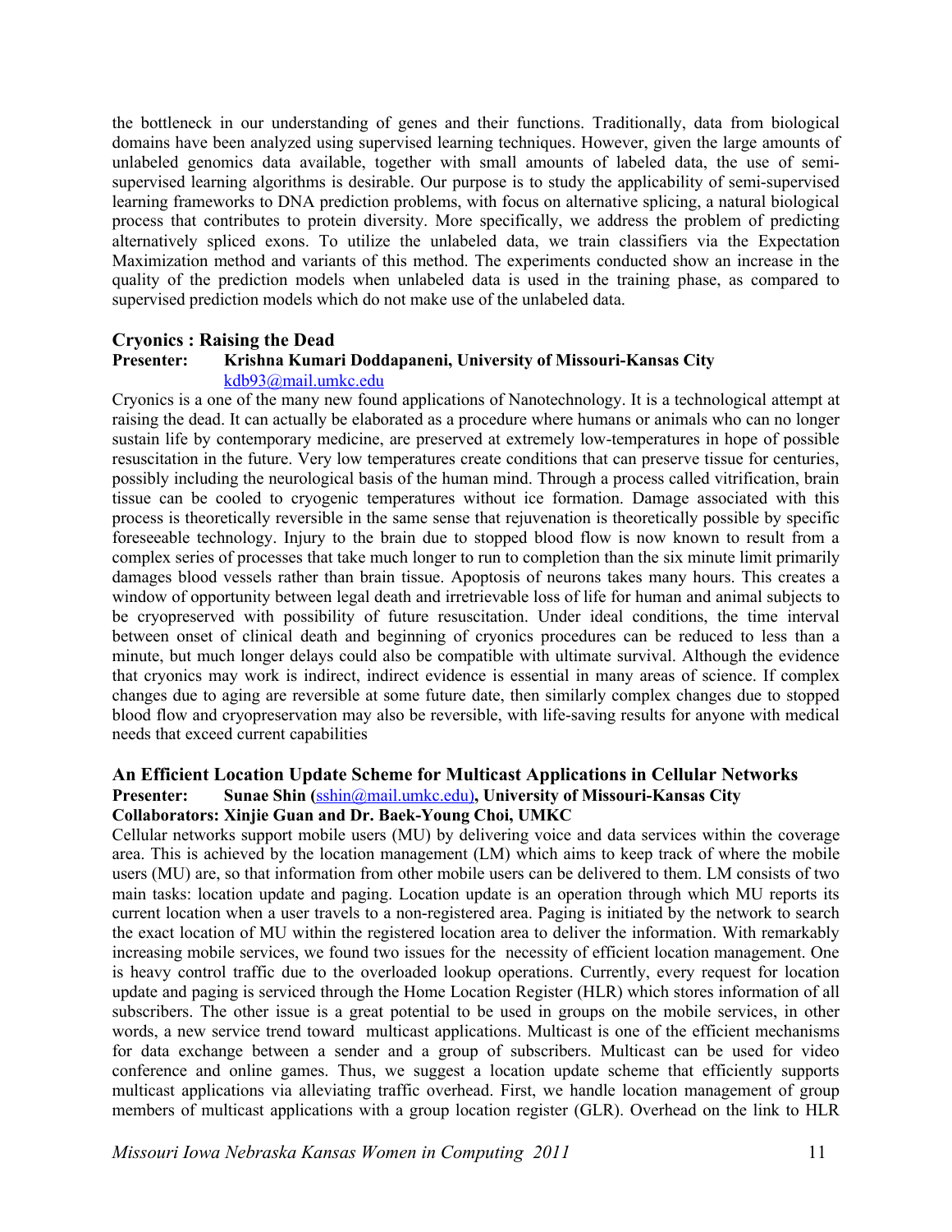the bottleneck in our understanding of genes and their functions. Traditionally, data from biological domains have been analyzed using supervised learning techniques. However, given the large amounts of unlabeled genomics data available, together with small amounts of labeled data, the use of semi-supervised learning algorithms is desirable. Our purpose is to study the applicability of semi-supervised learning frameworks to DNA prediction problems, with focus on alternative splicing, a natural biological process that contributes to protein diversity. More specifically, we address the problem of predicting alternatively spliced exons. To utilize the unlabeled data, we train classifiers via the Expectation Maximization method and variants of this method. The experiments conducted show an increase in the quality of the prediction models when unlabeled data is used in the training phase, as compared to supervised prediction models which do not make use of the unlabeled data.

### Cryonics : Raising the Dead

**Presenter: Krishna Kumari Doddapaneni, University of Missouri-Kansas City**
kdb93@mail.umkc.edu

Cryonics is a one of the many new found applications of Nanotechnology. It is a technological attempt at raising the dead. It can actually be elaborated as a procedure where humans or animals who can no longer sustain life by contemporary medicine, are preserved at extremely low-temperatures in hope of possible resuscitation in the future. Very low temperatures create conditions that can preserve tissue for centuries, possibly including the neurological basis of the human mind. Through a process called vitrification, brain tissue can be cooled to cryogenic temperatures without ice formation. Damage associated with this process is theoretically reversible in the same sense that rejuvenation is theoretically possible by specific foreseeable technology. Injury to the brain due to stopped blood flow is now known to result from a complex series of processes that take much longer to run to completion than the six minute limit primarily damages blood vessels rather than brain tissue. Apoptosis of neurons takes many hours. This creates a window of opportunity between legal death and irretrievable loss of life for human and animal subjects to be cryopreserved with possibility of future resuscitation. Under ideal conditions, the time interval between onset of clinical death and beginning of cryonics procedures can be reduced to less than a minute, but much longer delays could also be compatible with ultimate survival. Although the evidence that cryonics may work is indirect, indirect evidence is essential in many areas of science. If complex changes due to aging are reversible at some future date, then similarly complex changes due to stopped blood flow and cryopreservation may also be reversible, with life-saving results for anyone with medical needs that exceed current capabilities

### An Efficient Location Update Scheme for Multicast Applications in Cellular Networks

**Presenter: Sunae Shin (sshin@mail.umkc.edu), University of Missouri-Kansas City**
**Collaborators: Xinjie Guan and Dr. Baek-Young Choi, UMKC**

Cellular networks support mobile users (MU) by delivering voice and data services within the coverage area. This is achieved by the location management (LM) which aims to keep track of where the mobile users (MU) are, so that information from other mobile users can be delivered to them. LM consists of two main tasks: location update and paging. Location update is an operation through which MU reports its current location when a user travels to a non-registered area. Paging is initiated by the network to search the exact location of MU within the registered location area to deliver the information. With remarkably increasing mobile services, we found two issues for the necessity of efficient location management. One is heavy control traffic due to the overloaded lookup operations. Currently, every request for location update and paging is serviced through the Home Location Register (HLR) which stores information of all subscribers. The other issue is a great potential to be used in groups on the mobile services, in other words, a new service trend toward multicast applications. Multicast is one of the efficient mechanisms for data exchange between a sender and a group of subscribers. Multicast can be used for video conference and online games. Thus, we suggest a location update scheme that efficiently supports multicast applications via alleviating traffic overhead. First, we handle location management of group members of multicast applications with a group location register (GLR). Overhead on the link to HLR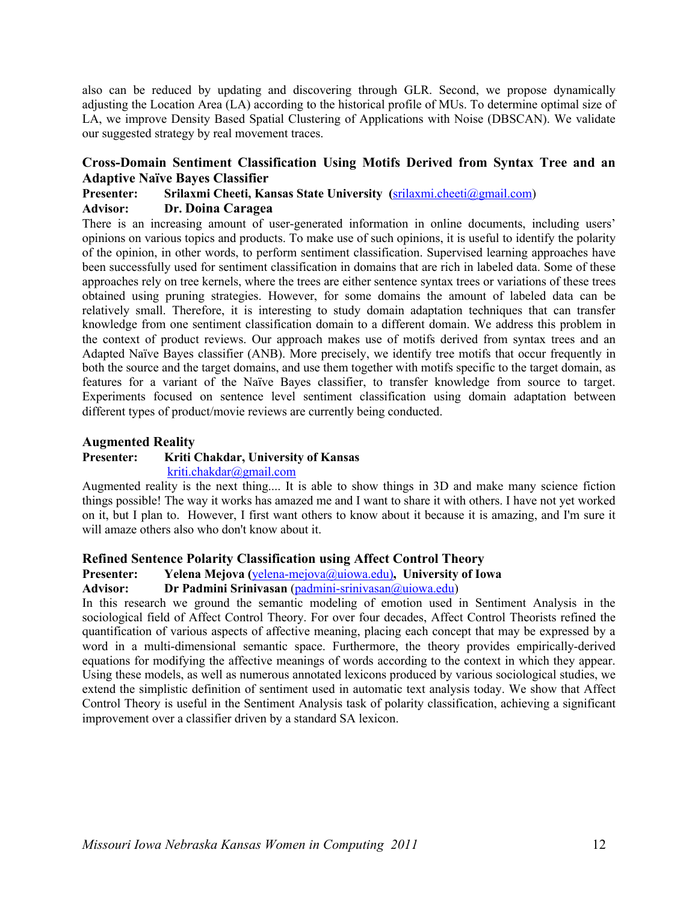also can be reduced by updating and discovering through GLR. Second, we propose dynamically adjusting the Location Area (LA) according to the historical profile of MUs. To determine optimal size of LA, we improve Density Based Spatial Clustering of Applications with Noise (DBSCAN). We validate our suggested strategy by real movement traces.

### Cross-Domain Sentiment Classification Using Motifs Derived from Syntax Tree and an Adaptive Naïve Bayes Classifier

**Presenter:** **Srilaxmi Cheeti, Kansas State University** (srilaxmi.cheeti@gmail.com)
**Advisor:** **Dr. Doina Caragea**

There is an increasing amount of user-generated information in online documents, including users' opinions on various topics and products. To make use of such opinions, it is useful to identify the polarity of the opinion, in other words, to perform sentiment classification. Supervised learning approaches have been successfully used for sentiment classification in domains that are rich in labeled data. Some of these approaches rely on tree kernels, where the trees are either sentence syntax trees or variations of these trees obtained using pruning strategies. However, for some domains the amount of labeled data can be relatively small. Therefore, it is interesting to study domain adaptation techniques that can transfer knowledge from one sentiment classification domain to a different domain. We address this problem in the context of product reviews. Our approach makes use of motifs derived from syntax trees and an Adapted Naïve Bayes classifier (ANB). More precisely, we identify tree motifs that occur frequently in both the source and the target domains, and use them together with motifs specific to the target domain, as features for a variant of the Naïve Bayes classifier, to transfer knowledge from source to target. Experiments focused on sentence level sentiment classification using domain adaptation between different types of product/movie reviews are currently being conducted.

### Augmented Reality

**Presenter:** **Kriti Chakdar, University of Kansas**
kriti.chakdar@gmail.com

Augmented reality is the next thing.... It is able to show things in 3D and make many science fiction things possible! The way it works has amazed me and I want to share it with others. I have not yet worked on it, but I plan to. However, I first want others to know about it because it is amazing, and I'm sure it will amaze others also who don't know about it.

### Refined Sentence Polarity Classification using Affect Control Theory

**Presenter:** **Yelena Mejova** (yelena-mejova@uiowa.edu), **University of Iowa**
**Advisor:** **Dr Padmini Srinivasan** (padmini-srinivasan@uiowa.edu)

In this research we ground the semantic modeling of emotion used in Sentiment Analysis in the sociological field of Affect Control Theory. For over four decades, Affect Control Theorists refined the quantification of various aspects of affective meaning, placing each concept that may be expressed by a word in a multi-dimensional semantic space. Furthermore, the theory provides empirically-derived equations for modifying the affective meanings of words according to the context in which they appear. Using these models, as well as numerous annotated lexicons produced by various sociological studies, we extend the simplistic definition of sentiment used in automatic text analysis today. We show that Affect Control Theory is useful in the Sentiment Analysis task of polarity classification, achieving a significant improvement over a classifier driven by a standard SA lexicon.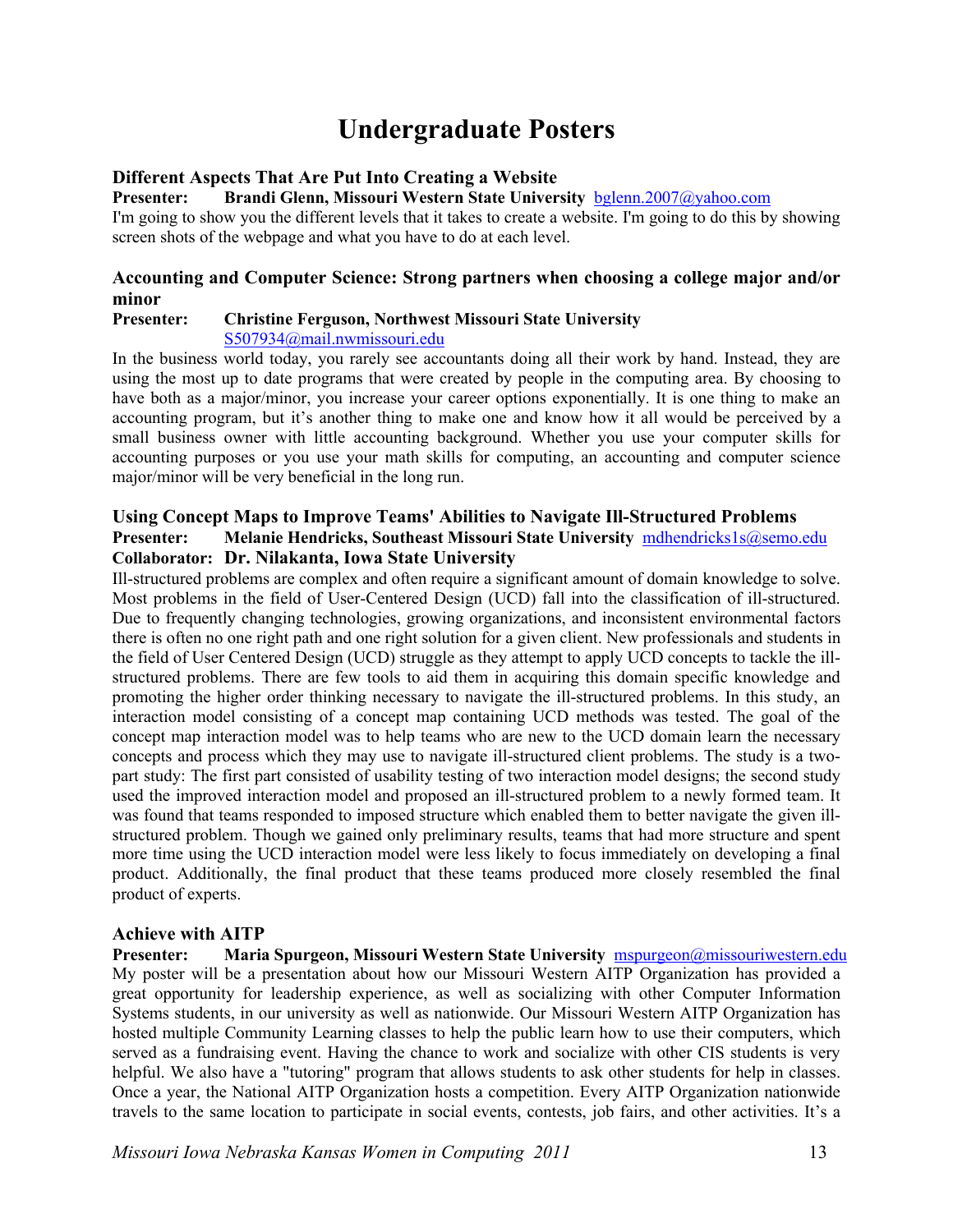# Undergraduate Posters

### Different Aspects That Are Put Into Creating a Website

**Presenter: Brandi Glenn, Missouri Western State University** bglenn.2007@yahoo.com

I'm going to show you the different levels that it takes to create a website. I'm going to do this by showing screen shots of the webpage and what you have to do at each level.

### Accounting and Computer Science: Strong partners when choosing a college major and/or minor

**Presenter: Christine Ferguson, Northwest Missouri State University**
S507934@mail.nwmissouri.edu

In the business world today, you rarely see accountants doing all their work by hand. Instead, they are using the most up to date programs that were created by people in the computing area. By choosing to have both as a major/minor, you increase your career options exponentially. It is one thing to make an accounting program, but it's another thing to make one and know how it all would be perceived by a small business owner with little accounting background. Whether you use your computer skills for accounting purposes or you use your math skills for computing, an accounting and computer science major/minor will be very beneficial in the long run.

### Using Concept Maps to Improve Teams' Abilities to Navigate Ill-Structured Problems

**Presenter: Melanie Hendricks, Southeast Missouri State University** mdhendricks1s@semo.edu
**Collaborator: Dr. Nilakanta, Iowa State University**

Ill-structured problems are complex and often require a significant amount of domain knowledge to solve. Most problems in the field of User-Centered Design (UCD) fall into the classification of ill-structured. Due to frequently changing technologies, growing organizations, and inconsistent environmental factors there is often no one right path and one right solution for a given client. New professionals and students in the field of User Centered Design (UCD) struggle as they attempt to apply UCD concepts to tackle the ill-structured problems. There are few tools to aid them in acquiring this domain specific knowledge and promoting the higher order thinking necessary to navigate the ill-structured problems. In this study, an interaction model consisting of a concept map containing UCD methods was tested. The goal of the concept map interaction model was to help teams who are new to the UCD domain learn the necessary concepts and process which they may use to navigate ill-structured client problems. The study is a two-part study: The first part consisted of usability testing of two interaction model designs; the second study used the improved interaction model and proposed an ill-structured problem to a newly formed team. It was found that teams responded to imposed structure which enabled them to better navigate the given ill-structured problem. Though we gained only preliminary results, teams that had more structure and spent more time using the UCD interaction model were less likely to focus immediately on developing a final product. Additionally, the final product that these teams produced more closely resembled the final product of experts.

### Achieve with AITP

**Presenter: Maria Spurgeon, Missouri Western State University** mspurgeon@missouriwestern.edu

My poster will be a presentation about how our Missouri Western AITP Organization has provided a great opportunity for leadership experience, as well as socializing with other Computer Information Systems students, in our university as well as nationwide. Our Missouri Western AITP Organization has hosted multiple Community Learning classes to help the public learn how to use their computers, which served as a fundraising event. Having the chance to work and socialize with other CIS students is very helpful. We also have a "tutoring" program that allows students to ask other students for help in classes. Once a year, the National AITP Organization hosts a competition. Every AITP Organization nationwide travels to the same location to participate in social events, contests, job fairs, and other activities. It's a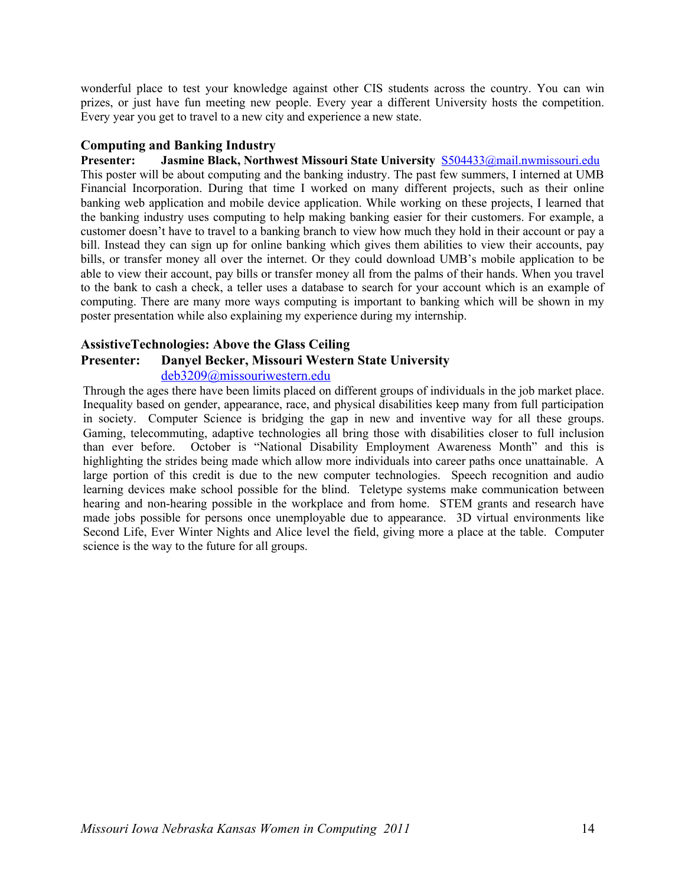wonderful place to test your knowledge against other CIS students across the country. You can win prizes, or just have fun meeting new people. Every year a different University hosts the competition. Every year you get to travel to a new city and experience a new state.

### Computing and Banking Industry

**Presenter: Jasmine Black, Northwest Missouri State University** S504433@mail.nwmissouri.edu

This poster will be about computing and the banking industry. The past few summers, I interned at UMB Financial Incorporation. During that time I worked on many different projects, such as their online banking web application and mobile device application. While working on these projects, I learned that the banking industry uses computing to help making banking easier for their customers. For example, a customer doesn't have to travel to a banking branch to view how much they hold in their account or pay a bill. Instead they can sign up for online banking which gives them abilities to view their accounts, pay bills, or transfer money all over the internet. Or they could download UMB's mobile application to be able to view their account, pay bills or transfer money all from the palms of their hands. When you travel to the bank to cash a check, a teller uses a database to search for your account which is an example of computing. There are many more ways computing is important to banking which will be shown in my poster presentation while also explaining my experience during my internship.

### AssistiveTechnologies: Above the Glass Ceiling

**Presenter: Danyel Becker, Missouri Western State University**
deb3209@missouriwestern.edu

Through the ages there have been limits placed on different groups of individuals in the job market place. Inequality based on gender, appearance, race, and physical disabilities keep many from full participation in society. Computer Science is bridging the gap in new and inventive way for all these groups. Gaming, telecommuting, adaptive technologies all bring those with disabilities closer to full inclusion than ever before. October is "National Disability Employment Awareness Month" and this is highlighting the strides being made which allow more individuals into career paths once unattainable. A large portion of this credit is due to the new computer technologies. Speech recognition and audio learning devices make school possible for the blind. Teletype systems make communication between hearing and non-hearing possible in the workplace and from home. STEM grants and research have made jobs possible for persons once unemployable due to appearance. 3D virtual environments like Second Life, Ever Winter Nights and Alice level the field, giving more a place at the table. Computer science is the way to the future for all groups.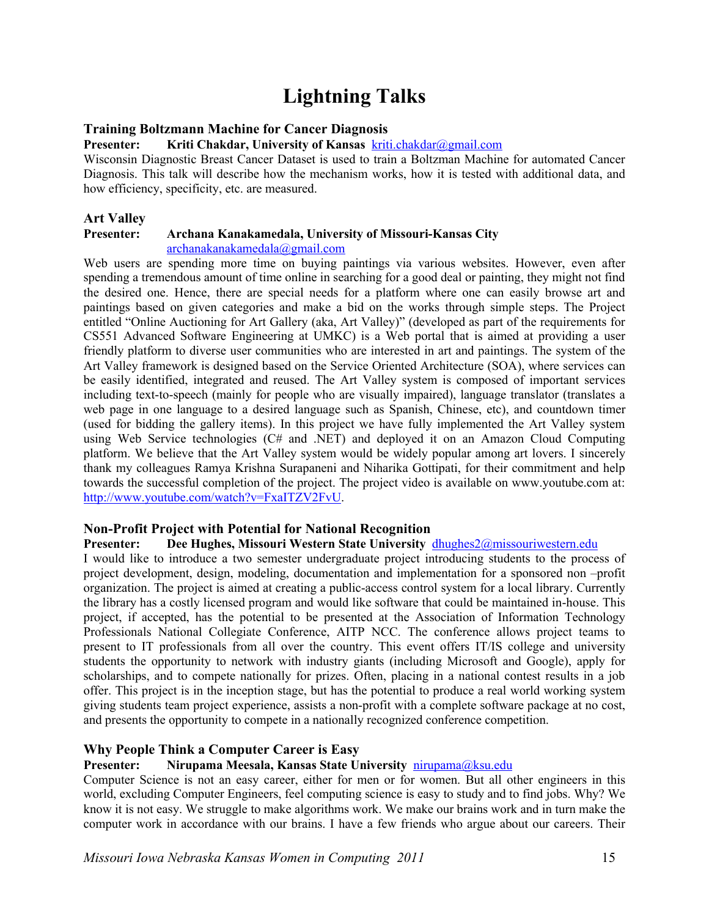# Lightning Talks

### Training Boltzmann Machine for Cancer Diagnosis

**Presenter: Kriti Chakdar, University of Kansas** kriti.chakdar@gmail.com

Wisconsin Diagnostic Breast Cancer Dataset is used to train a Boltzman Machine for automated Cancer Diagnosis. This talk will describe how the mechanism works, how it is tested with additional data, and how efficiency, specificity, etc. are measured.

### Art Valley

**Presenter: Archana Kanakamedala, University of Missouri-Kansas City** archanakanakamedala@gmail.com

Web users are spending more time on buying paintings via various websites. However, even after spending a tremendous amount of time online in searching for a good deal or painting, they might not find the desired one. Hence, there are special needs for a platform where one can easily browse art and paintings based on given categories and make a bid on the works through simple steps. The Project entitled "Online Auctioning for Art Gallery (aka, Art Valley)" (developed as part of the requirements for CS551 Advanced Software Engineering at UMKC) is a Web portal that is aimed at providing a user friendly platform to diverse user communities who are interested in art and paintings. The system of the Art Valley framework is designed based on the Service Oriented Architecture (SOA), where services can be easily identified, integrated and reused. The Art Valley system is composed of important services including text-to-speech (mainly for people who are visually impaired), language translator (translates a web page in one language to a desired language such as Spanish, Chinese, etc), and countdown timer (used for bidding the gallery items). In this project we have fully implemented the Art Valley system using Web Service technologies (C# and .NET) and deployed it on an Amazon Cloud Computing platform. We believe that the Art Valley system would be widely popular among art lovers. I sincerely thank my colleagues Ramya Krishna Surapaneni and Niharika Gottipati, for their commitment and help towards the successful completion of the project. The project video is available on www.youtube.com at: http://www.youtube.com/watch?v=FxaITZV2FvU.

### Non-Profit Project with Potential for National Recognition

**Presenter: Dee Hughes, Missouri Western State University** dhughes2@missouriwestern.edu

I would like to introduce a two semester undergraduate project introducing students to the process of project development, design, modeling, documentation and implementation for a sponsored non –profit organization. The project is aimed at creating a public-access control system for a local library. Currently the library has a costly licensed program and would like software that could be maintained in-house. This project, if accepted, has the potential to be presented at the Association of Information Technology Professionals National Collegiate Conference, AITP NCC. The conference allows project teams to present to IT professionals from all over the country. This event offers IT/IS college and university students the opportunity to network with industry giants (including Microsoft and Google), apply for scholarships, and to compete nationally for prizes. Often, placing in a national contest results in a job offer. This project is in the inception stage, but has the potential to produce a real world working system giving students team project experience, assists a non-profit with a complete software package at no cost, and presents the opportunity to compete in a nationally recognized conference competition.

### Why People Think a Computer Career is Easy

**Presenter: Nirupama Meesala, Kansas State University** nirupama@ksu.edu

Computer Science is not an easy career, either for men or for women. But all other engineers in this world, excluding Computer Engineers, feel computing science is easy to study and to find jobs. Why? We know it is not easy. We struggle to make algorithms work. We make our brains work and in turn make the computer work in accordance with our brains. I have a few friends who argue about our careers. Their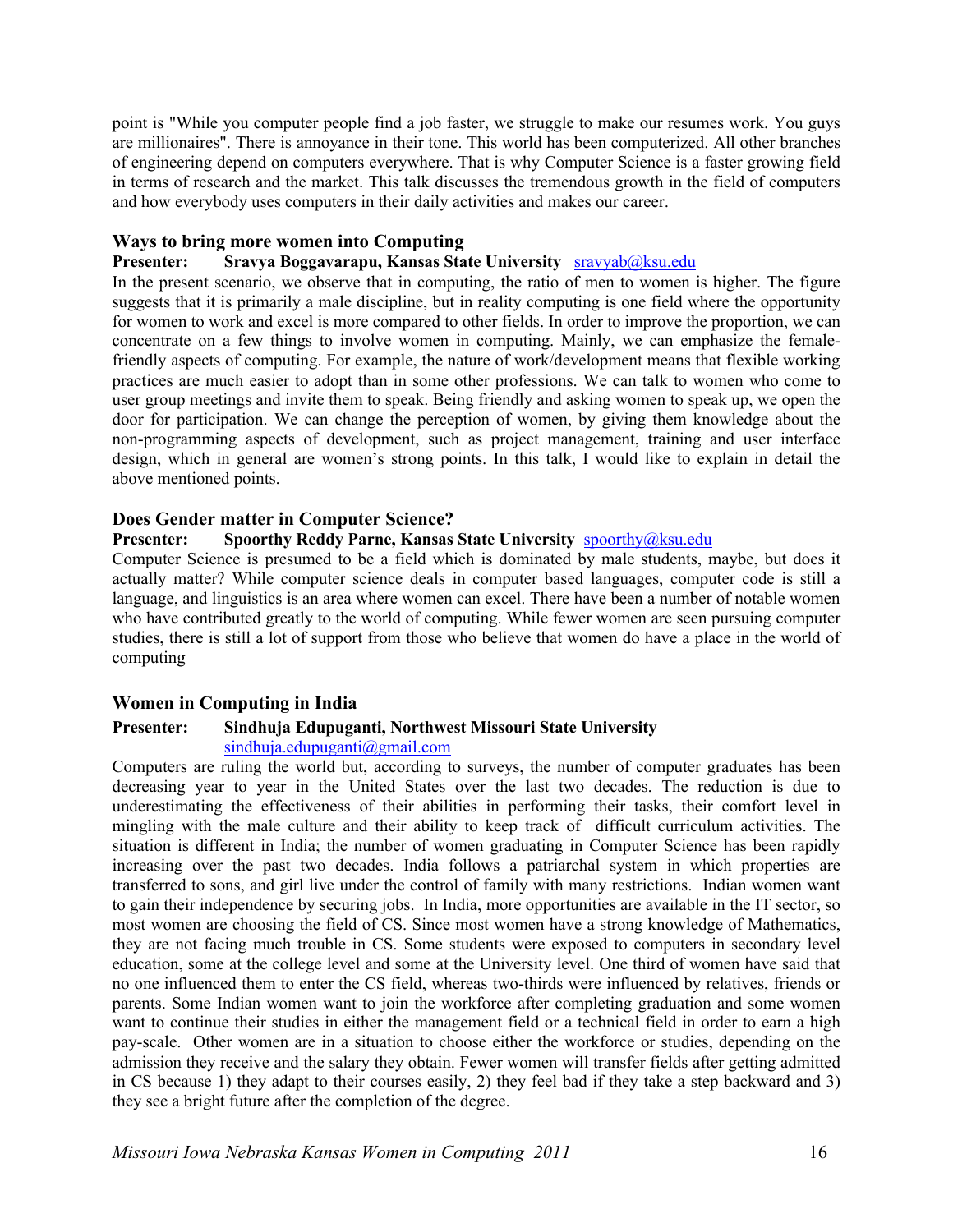point is "While you computer people find a job faster, we struggle to make our resumes work. You guys are millionaires". There is annoyance in their tone. This world has been computerized. All other branches of engineering depend on computers everywhere. That is why Computer Science is a faster growing field in terms of research and the market. This talk discusses the tremendous growth in the field of computers and how everybody uses computers in their daily activities and makes our career.

### Ways to bring more women into Computing

**Presenter: Sravya Boggavarapu, Kansas State University** sravyab@ksu.edu

In the present scenario, we observe that in computing, the ratio of men to women is higher. The figure suggests that it is primarily a male discipline, but in reality computing is one field where the opportunity for women to work and excel is more compared to other fields. In order to improve the proportion, we can concentrate on a few things to involve women in computing. Mainly, we can emphasize the female-friendly aspects of computing. For example, the nature of work/development means that flexible working practices are much easier to adopt than in some other professions. We can talk to women who come to user group meetings and invite them to speak. Being friendly and asking women to speak up, we open the door for participation. We can change the perception of women, by giving them knowledge about the non-programming aspects of development, such as project management, training and user interface design, which in general are women's strong points. In this talk, I would like to explain in detail the above mentioned points.

### Does Gender matter in Computer Science?

**Presenter: Spoorthy Reddy Parne, Kansas State University** spoorthy@ksu.edu

Computer Science is presumed to be a field which is dominated by male students, maybe, but does it actually matter? While computer science deals in computer based languages, computer code is still a language, and linguistics is an area where women can excel. There have been a number of notable women who have contributed greatly to the world of computing. While fewer women are seen pursuing computer studies, there is still a lot of support from those who believe that women do have a place in the world of computing

### Women in Computing in India

**Presenter: Sindhuja Edupuganti, Northwest Missouri State University**
sindhuja.edupuganti@gmail.com

Computers are ruling the world but, according to surveys, the number of computer graduates has been decreasing year to year in the United States over the last two decades. The reduction is due to underestimating the effectiveness of their abilities in performing their tasks, their comfort level in mingling with the male culture and their ability to keep track of difficult curriculum activities. The situation is different in India; the number of women graduating in Computer Science has been rapidly increasing over the past two decades. India follows a patriarchal system in which properties are transferred to sons, and girl live under the control of family with many restrictions. Indian women want to gain their independence by securing jobs. In India, more opportunities are available in the IT sector, so most women are choosing the field of CS. Since most women have a strong knowledge of Mathematics, they are not facing much trouble in CS. Some students were exposed to computers in secondary level education, some at the college level and some at the University level. One third of women have said that no one influenced them to enter the CS field, whereas two-thirds were influenced by relatives, friends or parents. Some Indian women want to join the workforce after completing graduation and some women want to continue their studies in either the management field or a technical field in order to earn a high pay-scale. Other women are in a situation to choose either the workforce or studies, depending on the admission they receive and the salary they obtain. Fewer women will transfer fields after getting admitted in CS because 1) they adapt to their courses easily, 2) they feel bad if they take a step backward and 3) they see a bright future after the completion of the degree.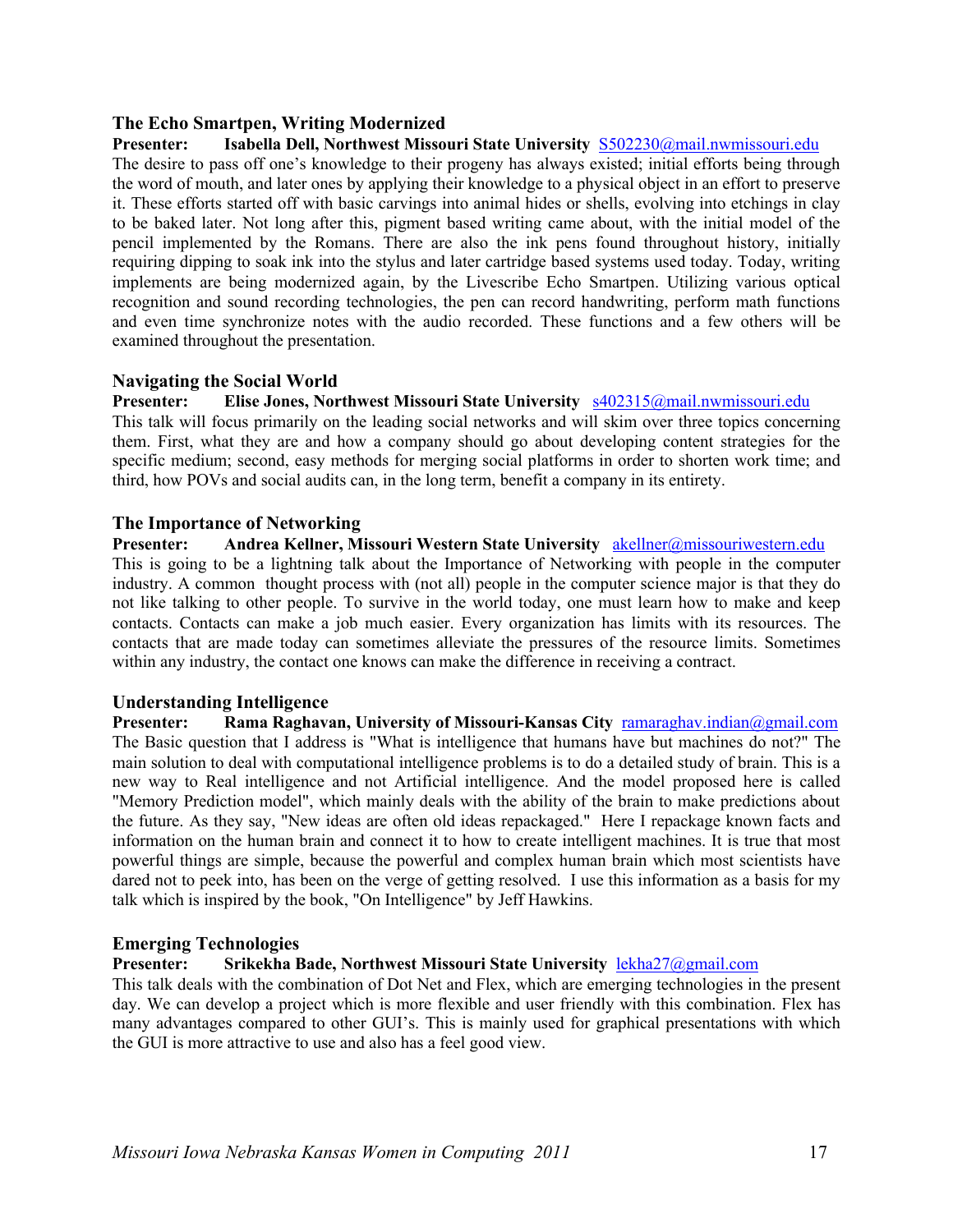### The Echo Smartpen, Writing Modernized

**Presenter: Isabella Dell, Northwest Missouri State University** S502230@mail.nwmissouri.edu

The desire to pass off one's knowledge to their progeny has always existed; initial efforts being through the word of mouth, and later ones by applying their knowledge to a physical object in an effort to preserve it. These efforts started off with basic carvings into animal hides or shells, evolving into etchings in clay to be baked later. Not long after this, pigment based writing came about, with the initial model of the pencil implemented by the Romans. There are also the ink pens found throughout history, initially requiring dipping to soak ink into the stylus and later cartridge based systems used today. Today, writing implements are being modernized again, by the Livescribe Echo Smartpen. Utilizing various optical recognition and sound recording technologies, the pen can record handwriting, perform math functions and even time synchronize notes with the audio recorded. These functions and a few others will be examined throughout the presentation.

### Navigating the Social World

**Presenter: Elise Jones, Northwest Missouri State University** s402315@mail.nwmissouri.edu

This talk will focus primarily on the leading social networks and will skim over three topics concerning them. First, what they are and how a company should go about developing content strategies for the specific medium; second, easy methods for merging social platforms in order to shorten work time; and third, how POVs and social audits can, in the long term, benefit a company in its entirety.

### The Importance of Networking

**Presenter: Andrea Kellner, Missouri Western State University** akellner@missouriwestern.edu

This is going to be a lightning talk about the Importance of Networking with people in the computer industry. A common thought process with (not all) people in the computer science major is that they do not like talking to other people. To survive in the world today, one must learn how to make and keep contacts. Contacts can make a job much easier. Every organization has limits with its resources. The contacts that are made today can sometimes alleviate the pressures of the resource limits. Sometimes within any industry, the contact one knows can make the difference in receiving a contract.

### Understanding Intelligence

**Presenter: Rama Raghavan, University of Missouri-Kansas City** ramaraghav.indian@gmail.com

The Basic question that I address is "What is intelligence that humans have but machines do not?" The main solution to deal with computational intelligence problems is to do a detailed study of brain. This is a new way to Real intelligence and not Artificial intelligence. And the model proposed here is called "Memory Prediction model", which mainly deals with the ability of the brain to make predictions about the future. As they say, "New ideas are often old ideas repackaged." Here I repackage known facts and information on the human brain and connect it to how to create intelligent machines. It is true that most powerful things are simple, because the powerful and complex human brain which most scientists have dared not to peek into, has been on the verge of getting resolved. I use this information as a basis for my talk which is inspired by the book, "On Intelligence" by Jeff Hawkins.

### Emerging Technologies

**Presenter: Srikekha Bade, Northwest Missouri State University** lekha27@gmail.com

This talk deals with the combination of Dot Net and Flex, which are emerging technologies in the present day. We can develop a project which is more flexible and user friendly with this combination. Flex has many advantages compared to other GUI's. This is mainly used for graphical presentations with which the GUI is more attractive to use and also has a feel good view.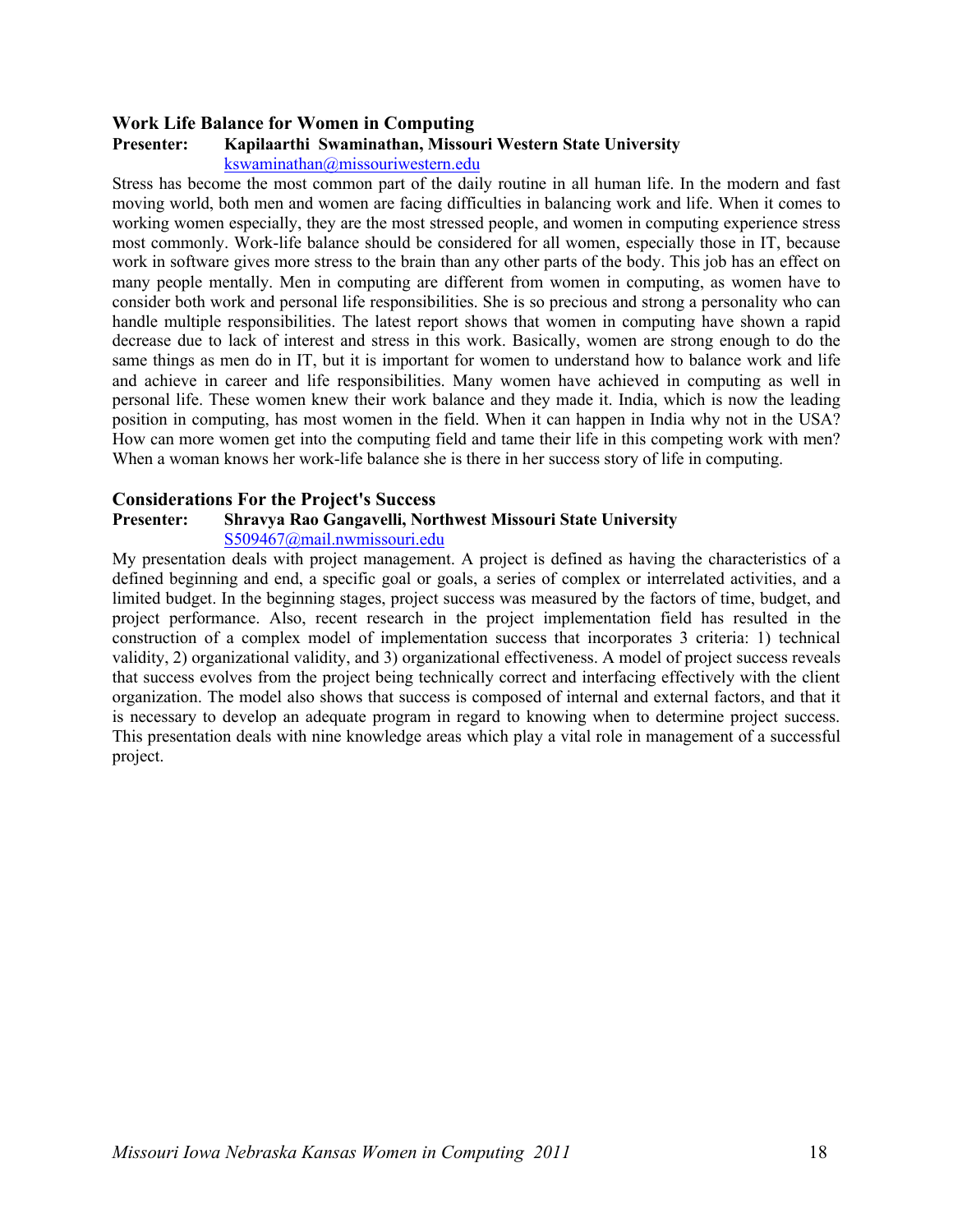### Work Life Balance for Women in Computing

**Presenter:** **Kapilaarthi Swaminathan, Missouri Western State University**
kswaminathan@missouriwestern.edu

Stress has become the most common part of the daily routine in all human life. In the modern and fast moving world, both men and women are facing difficulties in balancing work and life. When it comes to working women especially, they are the most stressed people, and women in computing experience stress most commonly. Work-life balance should be considered for all women, especially those in IT, because work in software gives more stress to the brain than any other parts of the body. This job has an effect on many people mentally. Men in computing are different from women in computing, as women have to consider both work and personal life responsibilities. She is so precious and strong a personality who can handle multiple responsibilities. The latest report shows that women in computing have shown a rapid decrease due to lack of interest and stress in this work. Basically, women are strong enough to do the same things as men do in IT, but it is important for women to understand how to balance work and life and achieve in career and life responsibilities. Many women have achieved in computing as well in personal life. These women knew their work balance and they made it. India, which is now the leading position in computing, has most women in the field. When it can happen in India why not in the USA? How can more women get into the computing field and tame their life in this competing work with men? When a woman knows her work-life balance she is there in her success story of life in computing.

### Considerations For the Project's Success

**Presenter:** **Shravya Rao Gangavelli, Northwest Missouri State University**
S509467@mail.nwmissouri.edu

My presentation deals with project management. A project is defined as having the characteristics of a defined beginning and end, a specific goal or goals, a series of complex or interrelated activities, and a limited budget. In the beginning stages, project success was measured by the factors of time, budget, and project performance. Also, recent research in the project implementation field has resulted in the construction of a complex model of implementation success that incorporates 3 criteria: 1) technical validity, 2) organizational validity, and 3) organizational effectiveness. A model of project success reveals that success evolves from the project being technically correct and interfacing effectively with the client organization. The model also shows that success is composed of internal and external factors, and that it is necessary to develop an adequate program in regard to knowing when to determine project success. This presentation deals with nine knowledge areas which play a vital role in management of a successful project.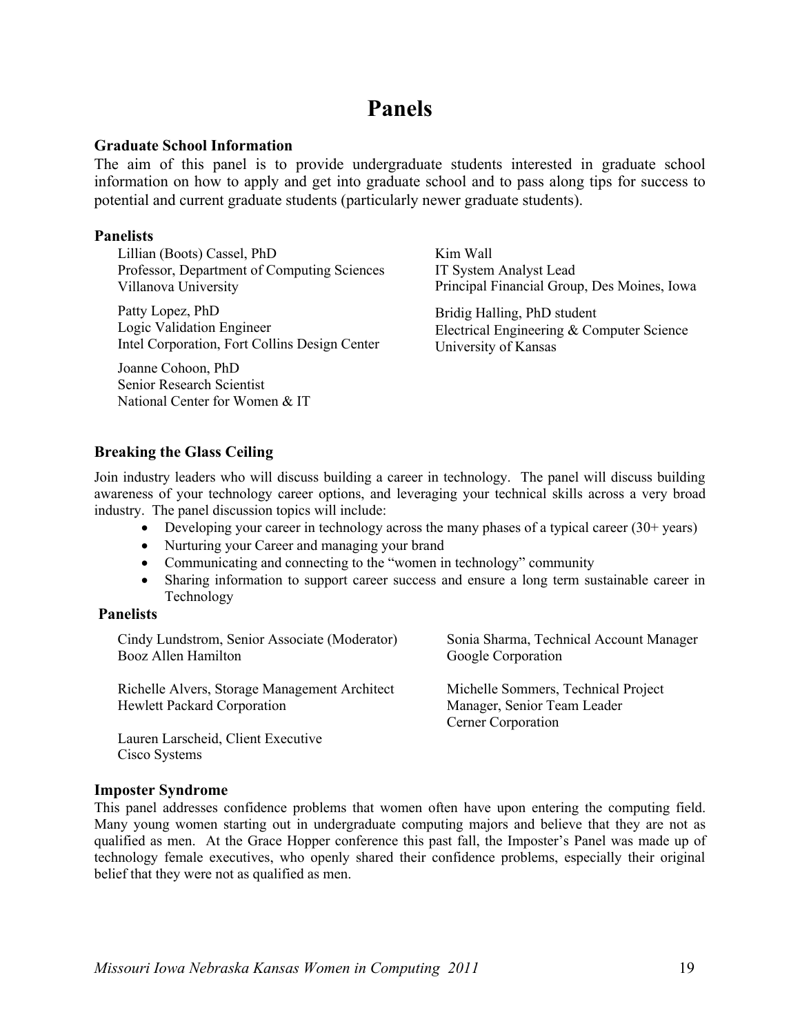# Panels

### Graduate School Information

The aim of this panel is to provide undergraduate students interested in graduate school information on how to apply and get into graduate school and to pass along tips for success to potential and current graduate students (particularly newer graduate students).

**Panelists**

Lillian (Boots) Cassel, PhD  
Professor, Department of Computing Sciences  
Villanova University

Patty Lopez, PhD  
Logic Validation Engineer  
Intel Corporation, Fort Collins Design Center

Joanne Cohoon, PhD  
Senior Research Scientist  
National Center for Women & IT

Kim Wall  
IT System Analyst Lead  
Principal Financial Group, Des Moines, Iowa

Bridig Halling, PhD student  
Electrical Engineering & Computer Science  
University of Kansas

### Breaking the Glass Ceiling

Join industry leaders who will discuss building a career in technology. The panel will discuss building awareness of your technology career options, and leveraging your technical skills across a very broad industry. The panel discussion topics will include:

- Developing your career in technology across the many phases of a typical career (30+ years)
- Nurturing your Career and managing your brand
- Communicating and connecting to the "women in technology" community
- Sharing information to support career success and ensure a long term sustainable career in Technology

**Panelists**

Cindy Lundstrom, Senior Associate (Moderator)  
Booz Allen Hamilton

Richelle Alvers, Storage Management Architect  
Hewlett Packard Corporation

Lauren Larscheid, Client Executive  
Cisco Systems

Sonia Sharma, Technical Account Manager  
Google Corporation

Michelle Sommers, Technical Project Manager, Senior Team Leader  
Cerner Corporation

### Imposter Syndrome

This panel addresses confidence problems that women often have upon entering the computing field. Many young women starting out in undergraduate computing majors and believe that they are not as qualified as men. At the Grace Hopper conference this past fall, the Imposter's Panel was made up of technology female executives, who openly shared their confidence problems, especially their original belief that they were not as qualified as men.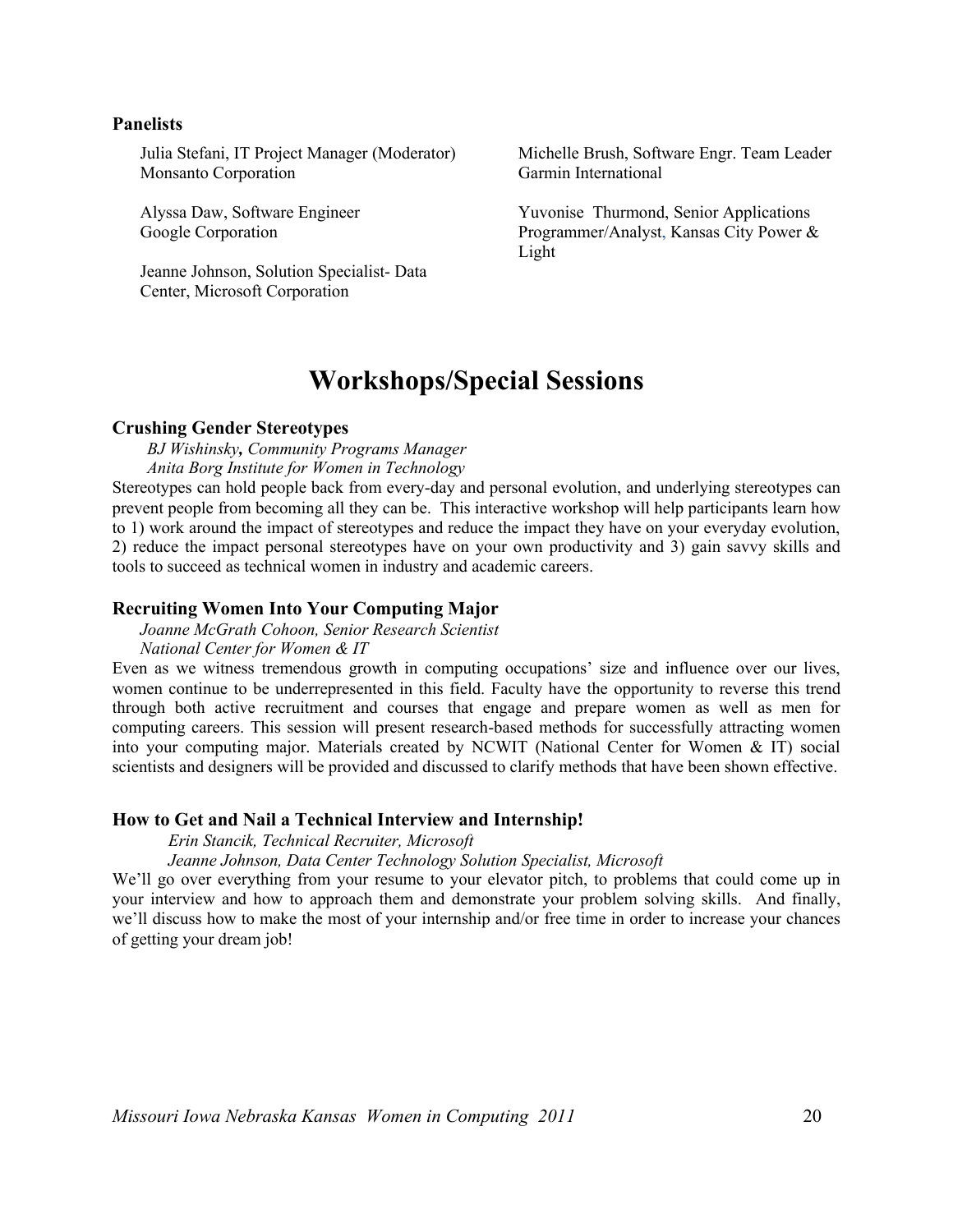**Panelists**

Julia Stefani, IT Project Manager (Moderator)
Monsanto Corporation

Alyssa Daw, Software Engineer
Google Corporation

Jeanne Johnson, Solution Specialist- Data Center, Microsoft Corporation

Michelle Brush, Software Engr. Team Leader
Garmin International

Yuvonise Thurmond, Senior Applications Programmer/Analyst, Kansas City Power & Light

# Workshops/Special Sessions

### Crushing Gender Stereotypes

*BJ Wishinsky**,** Community Programs Manager*
*Anita Borg Institute for Women in Technology*

Stereotypes can hold people back from every-day and personal evolution, and underlying stereotypes can prevent people from becoming all they can be. This interactive workshop will help participants learn how to 1) work around the impact of stereotypes and reduce the impact they have on your everyday evolution, 2) reduce the impact personal stereotypes have on your own productivity and 3) gain savvy skills and tools to succeed as technical women in industry and academic careers.

### Recruiting Women Into Your Computing Major

*Joanne McGrath Cohoon, Senior Research Scientist*
*National Center for Women & IT*

Even as we witness tremendous growth in computing occupations' size and influence over our lives, women continue to be underrepresented in this field. Faculty have the opportunity to reverse this trend through both active recruitment and courses that engage and prepare women as well as men for computing careers. This session will present research-based methods for successfully attracting women into your computing major. Materials created by NCWIT (National Center for Women & IT) social scientists and designers will be provided and discussed to clarify methods that have been shown effective.

### How to Get and Nail a Technical Interview and Internship!

*Erin Stancik, Technical Recruiter, Microsoft*
*Jeanne Johnson, Data Center Technology Solution Specialist, Microsoft*

We'll go over everything from your resume to your elevator pitch, to problems that could come up in your interview and how to approach them and demonstrate your problem solving skills. And finally, we'll discuss how to make the most of your internship and/or free time in order to increase your chances of getting your dream job!